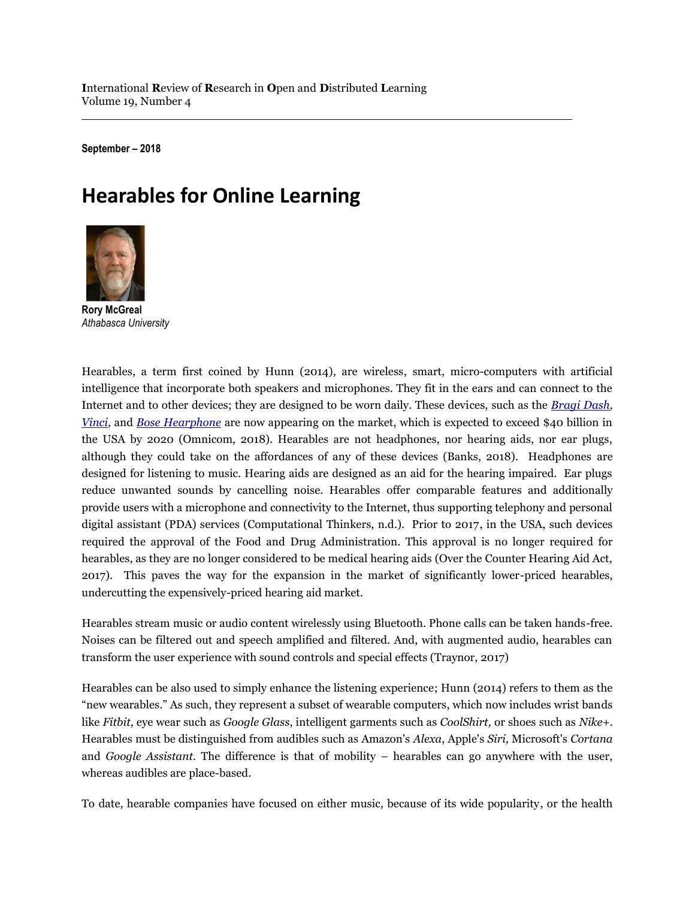**I**nternational **R**eview of **R**esearch in **O**pen and **D**istributed **L**earning
Volume 19, Number 4

**September – 2018**

# Hearables for Online Learning

**Rory McGreal**
*Athabasca University*

Hearables, a term first coined by Hunn (2014), are wireless, smart, micro-computers with artificial intelligence that incorporate both speakers and microphones. They fit in the ears and can connect to the Internet and to other devices; they are designed to be worn daily. These devices, such as the [*Bragi Dash*](), [*Vinci*](), and [*Bose Hearphone*]() are now appearing on the market, which is expected to exceed $40 billion in the USA by 2020 (Omnicom, 2018). Hearables are not headphones, nor hearing aids, nor ear plugs, although they could take on the affordances of any of these devices (Banks, 2018). Headphones are designed for listening to music. Hearing aids are designed as an aid for the hearing impaired. Ear plugs reduce unwanted sounds by cancelling noise. Hearables offer comparable features and additionally provide users with a microphone and connectivity to the Internet, thus supporting telephony and personal digital assistant (PDA) services (Computational Thinkers, n.d.). Prior to 2017, in the USA, such devices required the approval of the Food and Drug Administration. This approval is no longer required for hearables, as they are no longer considered to be medical hearing aids (Over the Counter Hearing Aid Act, 2017). This paves the way for the expansion in the market of significantly lower-priced hearables, undercutting the expensively-priced hearing aid market.

Hearables stream music or audio content wirelessly using Bluetooth. Phone calls can be taken hands-free. Noises can be filtered out and speech amplified and filtered. And, with augmented audio, hearables can transform the user experience with sound controls and special effects (Traynor, 2017)

Hearables can be also used to simply enhance the listening experience; Hunn (2014) refers to them as the "new wearables." As such, they represent a subset of wearable computers, which now includes wrist bands like *Fitbit*, eye wear such as *Google Glass*, intelligent garments such as *CoolShirt,* or shoes such as *Nike+*. Hearables must be distinguished from audibles such as Amazon's *Alexa*, Apple's *Siri,* Microsoft's *Cortana* and *Google Assistant*. The difference is that of mobility – hearables can go anywhere with the user, whereas audibles are place-based.

To date, hearable companies have focused on either music, because of its wide popularity, or the health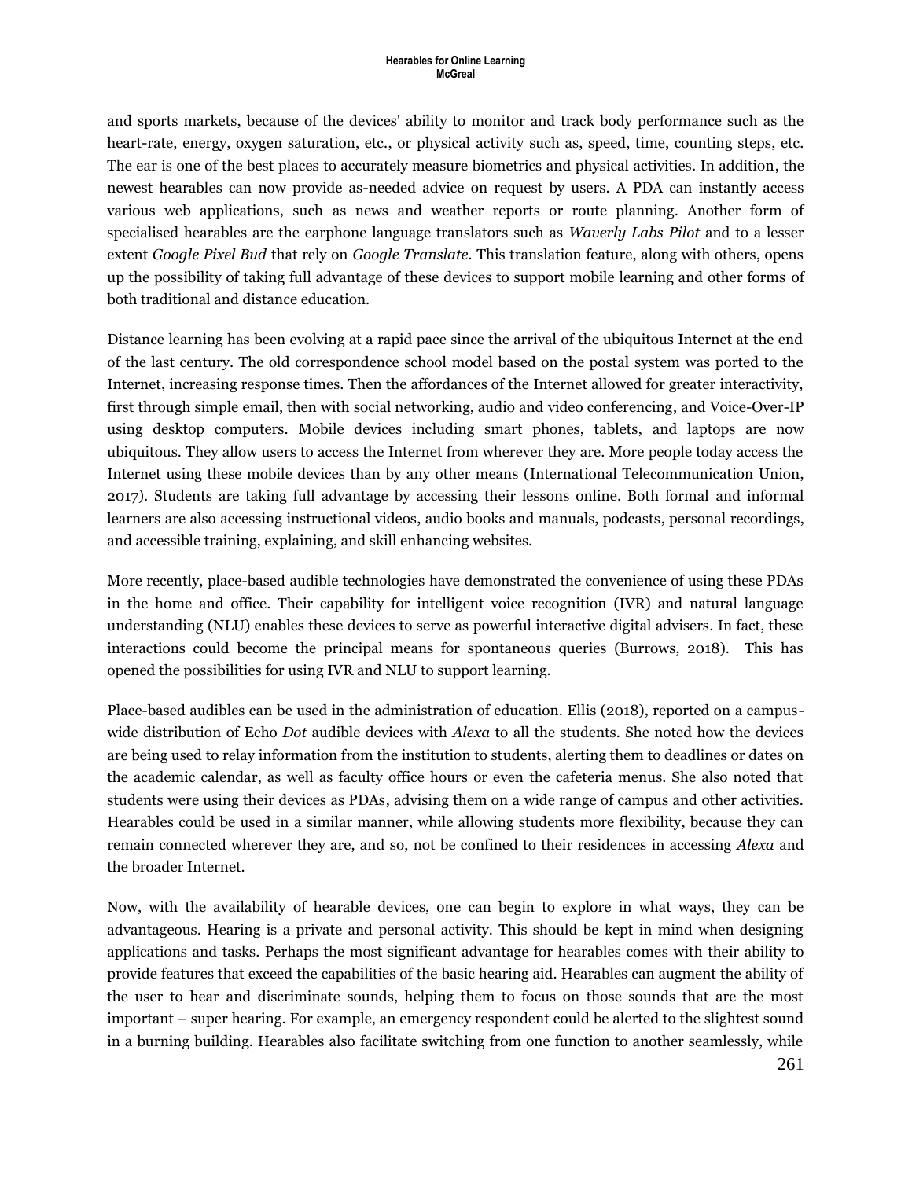and sports markets, because of the devices' ability to monitor and track body performance such as the heart-rate, energy, oxygen saturation, etc., or physical activity such as, speed, time, counting steps, etc. The ear is one of the best places to accurately measure biometrics and physical activities. In addition, the newest hearables can now provide as-needed advice on request by users. A PDA can instantly access various web applications, such as news and weather reports or route planning. Another form of specialised hearables are the earphone language translators such as *Waverly Labs Pilot* and to a lesser extent *Google Pixel Bud* that rely on *Google Translate*. This translation feature, along with others, opens up the possibility of taking full advantage of these devices to support mobile learning and other forms of both traditional and distance education.

Distance learning has been evolving at a rapid pace since the arrival of the ubiquitous Internet at the end of the last century. The old correspondence school model based on the postal system was ported to the Internet, increasing response times. Then the affordances of the Internet allowed for greater interactivity, first through simple email, then with social networking, audio and video conferencing, and Voice-Over-IP using desktop computers. Mobile devices including smart phones, tablets, and laptops are now ubiquitous. They allow users to access the Internet from wherever they are. More people today access the Internet using these mobile devices than by any other means (International Telecommunication Union, 2017). Students are taking full advantage by accessing their lessons online. Both formal and informal learners are also accessing instructional videos, audio books and manuals, podcasts, personal recordings, and accessible training, explaining, and skill enhancing websites.

More recently, place-based audible technologies have demonstrated the convenience of using these PDAs in the home and office. Their capability for intelligent voice recognition (IVR) and natural language understanding (NLU) enables these devices to serve as powerful interactive digital advisers. In fact, these interactions could become the principal means for spontaneous queries (Burrows, 2018). This has opened the possibilities for using IVR and NLU to support learning.

Place-based audibles can be used in the administration of education. Ellis (2018), reported on a campus-wide distribution of Echo *Dot* audible devices with *Alexa* to all the students. She noted how the devices are being used to relay information from the institution to students, alerting them to deadlines or dates on the academic calendar, as well as faculty office hours or even the cafeteria menus. She also noted that students were using their devices as PDAs, advising them on a wide range of campus and other activities. Hearables could be used in a similar manner, while allowing students more flexibility, because they can remain connected wherever they are, and so, not be confined to their residences in accessing *Alexa* and the broader Internet.

Now, with the availability of hearable devices, one can begin to explore in what ways, they can be advantageous. Hearing is a private and personal activity. This should be kept in mind when designing applications and tasks. Perhaps the most significant advantage for hearables comes with their ability to provide features that exceed the capabilities of the basic hearing aid. Hearables can augment the ability of the user to hear and discriminate sounds, helping them to focus on those sounds that are the most important – super hearing. For example, an emergency respondent could be alerted to the slightest sound in a burning building. Hearables also facilitate switching from one function to another seamlessly, while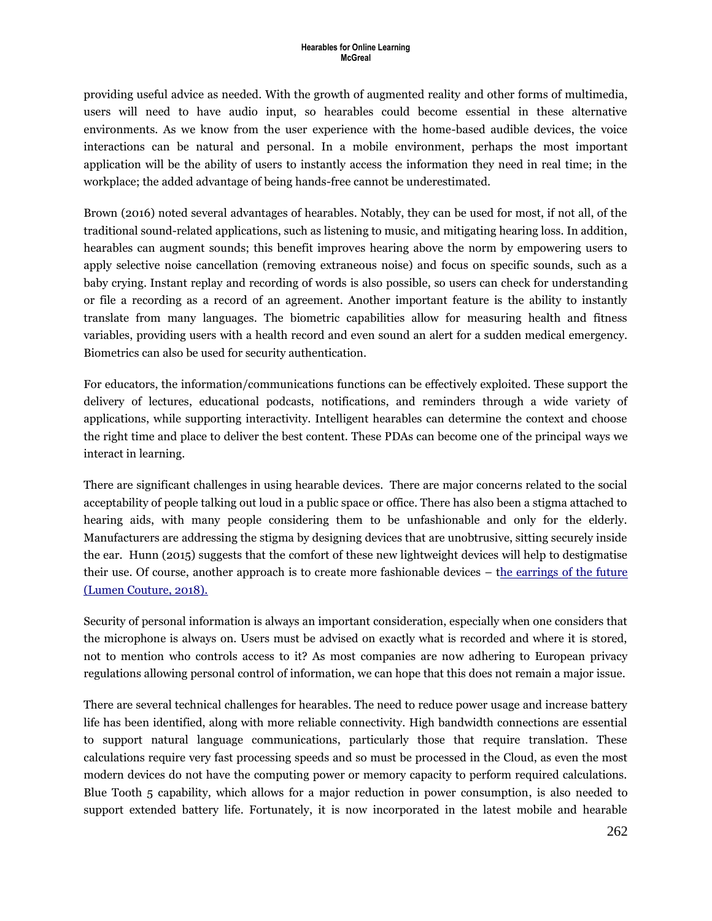providing useful advice as needed. With the growth of augmented reality and other forms of multimedia, users will need to have audio input, so hearables could become essential in these alternative environments. As we know from the user experience with the home-based audible devices, the voice interactions can be natural and personal. In a mobile environment, perhaps the most important application will be the ability of users to instantly access the information they need in real time; in the workplace; the added advantage of being hands-free cannot be underestimated.

Brown (2016) noted several advantages of hearables. Notably, they can be used for most, if not all, of the traditional sound-related applications, such as listening to music, and mitigating hearing loss. In addition, hearables can augment sounds; this benefit improves hearing above the norm by empowering users to apply selective noise cancellation (removing extraneous noise) and focus on specific sounds, such as a baby crying. Instant replay and recording of words is also possible, so users can check for understanding or file a recording as a record of an agreement. Another important feature is the ability to instantly translate from many languages. The biometric capabilities allow for measuring health and fitness variables, providing users with a health record and even sound an alert for a sudden medical emergency. Biometrics can also be used for security authentication.

For educators, the information/communications functions can be effectively exploited. These support the delivery of lectures, educational podcasts, notifications, and reminders through a wide variety of applications, while supporting interactivity. Intelligent hearables can determine the context and choose the right time and place to deliver the best content. These PDAs can become one of the principal ways we interact in learning.

There are significant challenges in using hearable devices. There are major concerns related to the social acceptability of people talking out loud in a public space or office. There has also been a stigma attached to hearing aids, with many people considering them to be unfashionable and only for the elderly. Manufacturers are addressing the stigma by designing devices that are unobtrusive, sitting securely inside the ear. Hunn (2015) suggests that the comfort of these new lightweight devices will help to destigmatise their use. Of course, another approach is to create more fashionable devices – the earrings of the future (Lumen Couture, 2018).

Security of personal information is always an important consideration, especially when one considers that the microphone is always on. Users must be advised on exactly what is recorded and where it is stored, not to mention who controls access to it? As most companies are now adhering to European privacy regulations allowing personal control of information, we can hope that this does not remain a major issue.

There are several technical challenges for hearables. The need to reduce power usage and increase battery life has been identified, along with more reliable connectivity. High bandwidth connections are essential to support natural language communications, particularly those that require translation. These calculations require very fast processing speeds and so must be processed in the Cloud, as even the most modern devices do not have the computing power or memory capacity to perform required calculations. Blue Tooth 5 capability, which allows for a major reduction in power consumption, is also needed to support extended battery life. Fortunately, it is now incorporated in the latest mobile and hearable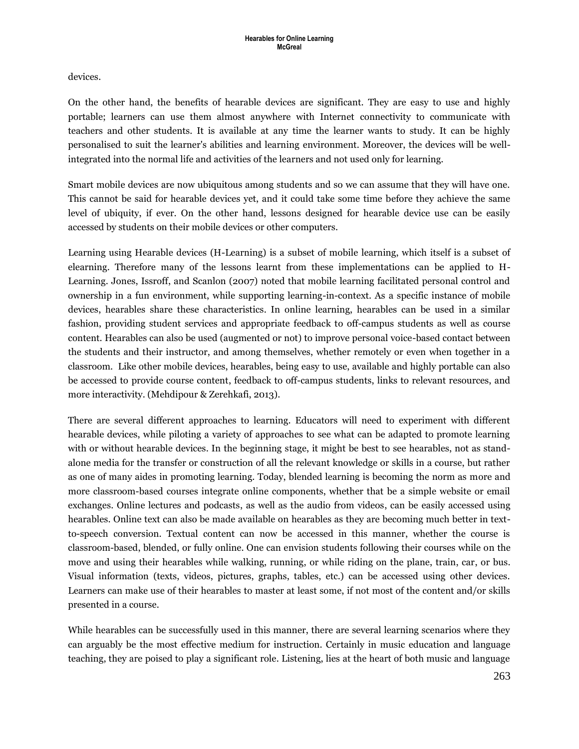devices.

On the other hand, the benefits of hearable devices are significant. They are easy to use and highly portable; learners can use them almost anywhere with Internet connectivity to communicate with teachers and other students. It is available at any time the learner wants to study. It can be highly personalised to suit the learner's abilities and learning environment. Moreover, the devices will be well-integrated into the normal life and activities of the learners and not used only for learning.

Smart mobile devices are now ubiquitous among students and so we can assume that they will have one. This cannot be said for hearable devices yet, and it could take some time before they achieve the same level of ubiquity, if ever. On the other hand, lessons designed for hearable device use can be easily accessed by students on their mobile devices or other computers.

Learning using Hearable devices (H-Learning) is a subset of mobile learning, which itself is a subset of elearning. Therefore many of the lessons learnt from these implementations can be applied to H-Learning. Jones, Issroff, and Scanlon (2007) noted that mobile learning facilitated personal control and ownership in a fun environment, while supporting learning-in-context. As a specific instance of mobile devices, hearables share these characteristics. In online learning, hearables can be used in a similar fashion, providing student services and appropriate feedback to off-campus students as well as course content. Hearables can also be used (augmented or not) to improve personal voice-based contact between the students and their instructor, and among themselves, whether remotely or even when together in a classroom. Like other mobile devices, hearables, being easy to use, available and highly portable can also be accessed to provide course content, feedback to off-campus students, links to relevant resources, and more interactivity. (Mehdipour & Zerehkafi, 2013).

There are several different approaches to learning. Educators will need to experiment with different hearable devices, while piloting a variety of approaches to see what can be adapted to promote learning with or without hearable devices. In the beginning stage, it might be best to see hearables, not as stand-alone media for the transfer or construction of all the relevant knowledge or skills in a course, but rather as one of many aides in promoting learning. Today, blended learning is becoming the norm as more and more classroom-based courses integrate online components, whether that be a simple website or email exchanges. Online lectures and podcasts, as well as the audio from videos, can be easily accessed using hearables. Online text can also be made available on hearables as they are becoming much better in text-to-speech conversion. Textual content can now be accessed in this manner, whether the course is classroom-based, blended, or fully online. One can envision students following their courses while on the move and using their hearables while walking, running, or while riding on the plane, train, car, or bus. Visual information (texts, videos, pictures, graphs, tables, etc.) can be accessed using other devices. Learners can make use of their hearables to master at least some, if not most of the content and/or skills presented in a course.

While hearables can be successfully used in this manner, there are several learning scenarios where they can arguably be the most effective medium for instruction. Certainly in music education and language teaching, they are poised to play a significant role. Listening, lies at the heart of both music and language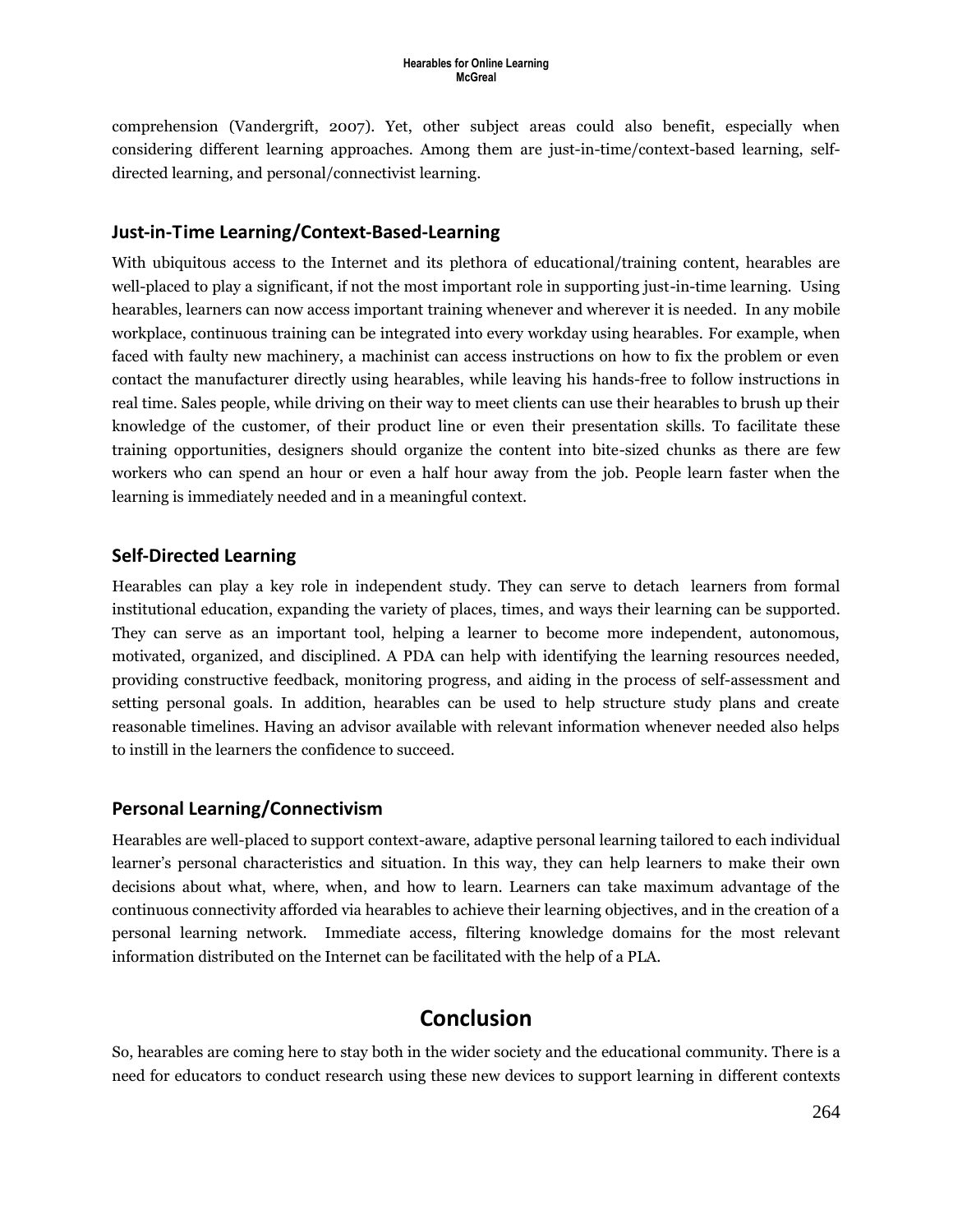comprehension (Vandergrift, 2007). Yet, other subject areas could also benefit, especially when considering different learning approaches. Among them are just-in-time/context-based learning, self-directed learning, and personal/connectivist learning.

### Just-in-Time Learning/Context-Based-Learning

With ubiquitous access to the Internet and its plethora of educational/training content, hearables are well-placed to play a significant, if not the most important role in supporting just-in-time learning. Using hearables, learners can now access important training whenever and wherever it is needed. In any mobile workplace, continuous training can be integrated into every workday using hearables. For example, when faced with faulty new machinery, a machinist can access instructions on how to fix the problem or even contact the manufacturer directly using hearables, while leaving his hands-free to follow instructions in real time. Sales people, while driving on their way to meet clients can use their hearables to brush up their knowledge of the customer, of their product line or even their presentation skills. To facilitate these training opportunities, designers should organize the content into bite-sized chunks as there are few workers who can spend an hour or even a half hour away from the job. People learn faster when the learning is immediately needed and in a meaningful context.

### Self-Directed Learning

Hearables can play a key role in independent study. They can serve to detach learners from formal institutional education, expanding the variety of places, times, and ways their learning can be supported. They can serve as an important tool, helping a learner to become more independent, autonomous, motivated, organized, and disciplined. A PDA can help with identifying the learning resources needed, providing constructive feedback, monitoring progress, and aiding in the process of self-assessment and setting personal goals. In addition, hearables can be used to help structure study plans and create reasonable timelines. Having an advisor available with relevant information whenever needed also helps to instill in the learners the confidence to succeed.

### Personal Learning/Connectivism

Hearables are well-placed to support context-aware, adaptive personal learning tailored to each individual learner's personal characteristics and situation. In this way, they can help learners to make their own decisions about what, where, when, and how to learn. Learners can take maximum advantage of the continuous connectivity afforded via hearables to achieve their learning objectives, and in the creation of a personal learning network. Immediate access, filtering knowledge domains for the most relevant information distributed on the Internet can be facilitated with the help of a PLA.

## Conclusion

So, hearables are coming here to stay both in the wider society and the educational community. There is a need for educators to conduct research using these new devices to support learning in different contexts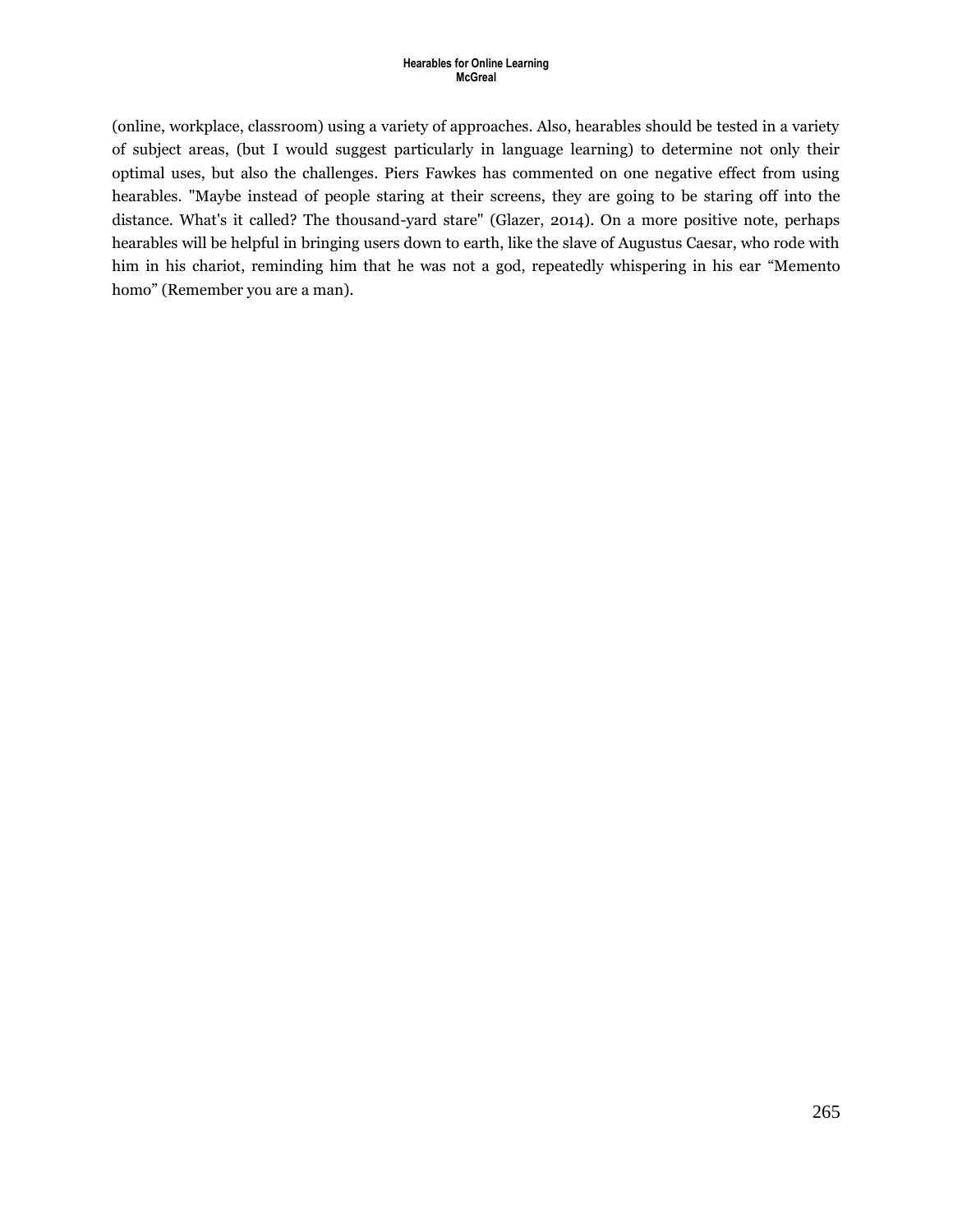(online, workplace, classroom) using a variety of approaches. Also, hearables should be tested in a variety of subject areas, (but I would suggest particularly in language learning) to determine not only their optimal uses, but also the challenges. Piers Fawkes has commented on one negative effect from using hearables. "Maybe instead of people staring at their screens, they are going to be staring off into the distance. What's it called? The thousand-yard stare" (Glazer, 2014). On a more positive note, perhaps hearables will be helpful in bringing users down to earth, like the slave of Augustus Caesar, who rode with him in his chariot, reminding him that he was not a god, repeatedly whispering in his ear “Memento homo” (Remember you are a man).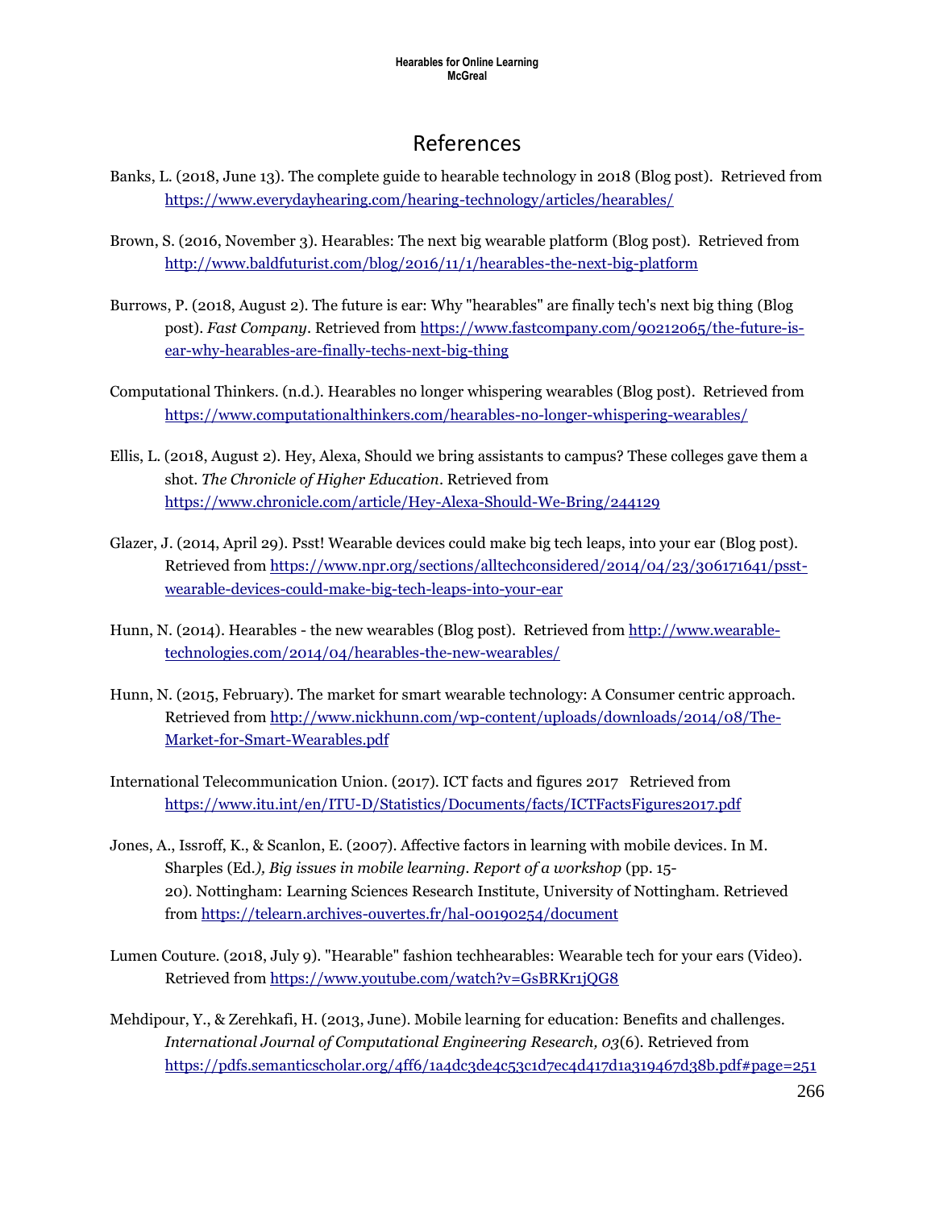# References

Banks, L. (2018, June 13). The complete guide to hearable technology in 2018 (Blog post). Retrieved from https://www.everydayhearing.com/hearing-technology/articles/hearables/

Brown, S. (2016, November 3). Hearables: The next big wearable platform (Blog post). Retrieved from http://www.baldfuturist.com/blog/2016/11/1/hearables-the-next-big-platform

Burrows, P. (2018, August 2). The future is ear: Why "hearables" are finally tech's next big thing (Blog post). *Fast Company*. Retrieved from https://www.fastcompany.com/90212065/the-future-is-ear-why-hearables-are-finally-techs-next-big-thing

Computational Thinkers. (n.d.). Hearables no longer whispering wearables (Blog post). Retrieved from https://www.computationalthinkers.com/hearables-no-longer-whispering-wearables/

Ellis, L. (2018, August 2). Hey, Alexa, Should we bring assistants to campus? These colleges gave them a shot. *The Chronicle of Higher Education*. Retrieved from https://www.chronicle.com/article/Hey-Alexa-Should-We-Bring/244129

Glazer, J. (2014, April 29). Psst! Wearable devices could make big tech leaps, into your ear (Blog post). Retrieved from https://www.npr.org/sections/alltechconsidered/2014/04/23/306171641/psst-wearable-devices-could-make-big-tech-leaps-into-your-ear

Hunn, N. (2014). Hearables - the new wearables (Blog post). Retrieved from http://www.wearable-technologies.com/2014/04/hearables-the-new-wearables/

Hunn, N. (2015, February). The market for smart wearable technology: A Consumer centric approach. Retrieved from http://www.nickhunn.com/wp-content/uploads/downloads/2014/08/The-Market-for-Smart-Wearables.pdf

International Telecommunication Union. (2017). ICT facts and figures 2017 Retrieved from https://www.itu.int/en/ITU-D/Statistics/Documents/facts/ICTFactsFigures2017.pdf

Jones, A., Issroff, K., & Scanlon, E. (2007). Affective factors in learning with mobile devices. In M. Sharples (Ed.*), Big issues in mobile learning. Report of a workshop* (pp. 15-20). Nottingham: Learning Sciences Research Institute, University of Nottingham. Retrieved from https://telearn.archives-ouvertes.fr/hal-00190254/document

Lumen Couture. (2018, July 9). "Hearable" fashion techhearables: Wearable tech for your ears (Video). Retrieved from https://www.youtube.com/watch?v=GsBRKr1jQG8

Mehdipour, Y., & Zerehkafi, H. (2013, June). Mobile learning for education: Benefits and challenges. *International Journal of Computational Engineering Research, 03*(6). Retrieved from https://pdfs.semanticscholar.org/4ff6/1a4dc3de4c53c1d7ec4d417d1a319467d38b.pdf#page=251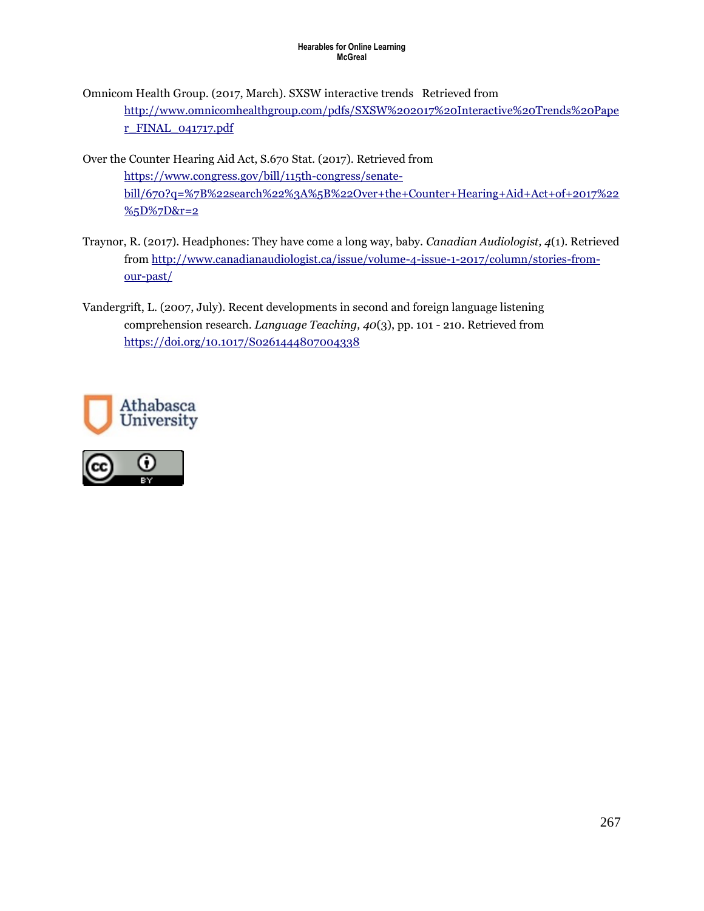Omnicom Health Group. (2017, March). SXSW interactive trends   Retrieved from http://www.omnicomhealthgroup.com/pdfs/SXSW%202017%20Interactive%20Trends%20Paper_FINAL_041717.pdf

Over the Counter Hearing Aid Act, S.670 Stat. (2017). Retrieved from https://www.congress.gov/bill/115th-congress/senate-bill/670?q=%7B%22search%22%3A%5B%22Over+the+Counter+Hearing+Aid+Act+of+2017%22%5D%7D&r=2

Traynor, R. (2017). Headphones: They have come a long way, baby. *Canadian Audiologist, 4*(1). Retrieved from http://www.canadianaudiologist.ca/issue/volume-4-issue-1-2017/column/stories-from-our-past/

Vandergrift, L. (2007, July). Recent developments in second and foreign language listening comprehension research. *Language Teaching, 40*(3), pp. 101 - 210. Retrieved from https://doi.org/10.1017/S0261444807004338

Athabasca University